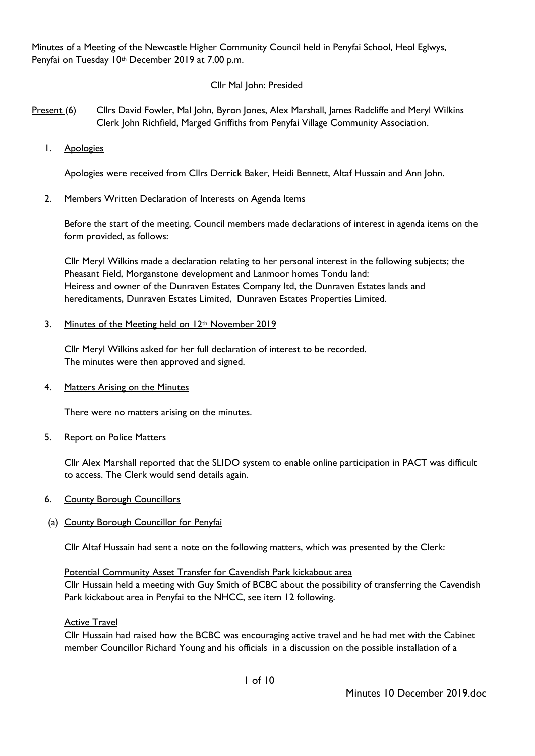Minutes of a Meeting of the Newcastle Higher Community Council held in Penyfai School, Heol Eglwys, Penyfai on Tuesday 10th December 2019 at 7.00 p.m.

Cllr Mal John: Presided

Present (6) Cllrs David Fowler, Mal John, Byron Jones, Alex Marshall, James Radcliffe and Meryl Wilkins Clerk John Richfield, Marged Griffiths from Penyfai Village Community Association.

1. Apologies

Apologies were received from Cllrs Derrick Baker, Heidi Bennett, Altaf Hussain and Ann John.

2. Members Written Declaration of Interests on Agenda Items

Before the start of the meeting, Council members made declarations of interest in agenda items on the form provided, as follows:

Cllr Meryl Wilkins made a declaration relating to her personal interest in the following subjects; the Pheasant Field, Morganstone development and Lanmoor homes Tondu land:
Heiress and owner of the Dunraven Estates Company ltd, the Dunraven Estates lands and hereditaments, Dunraven Estates Limited, Dunraven Estates Properties Limited.

3. Minutes of the Meeting held on 12th November 2019

Cllr Meryl Wilkins asked for her full declaration of interest to be recorded.
The minutes were then approved and signed.

4. Matters Arising on the Minutes

There were no matters arising on the minutes.

5. Report on Police Matters

Cllr Alex Marshall reported that the SLIDO system to enable online participation in PACT was difficult to access. The Clerk would send details again.

6. County Borough Councillors

(a) County Borough Councillor for Penyfai

Cllr Altaf Hussain had sent a note on the following matters, which was presented by the Clerk:

Potential Community Asset Transfer for Cavendish Park kickabout area
Cllr Hussain held a meeting with Guy Smith of BCBC about the possibility of transferring the Cavendish Park kickabout area in Penyfai to the NHCC, see item 12 following.

Active Travel
Cllr Hussain had raised how the BCBC was encouraging active travel and he had met with the Cabinet member Councillor Richard Young and his officials in a discussion on the possible installation of a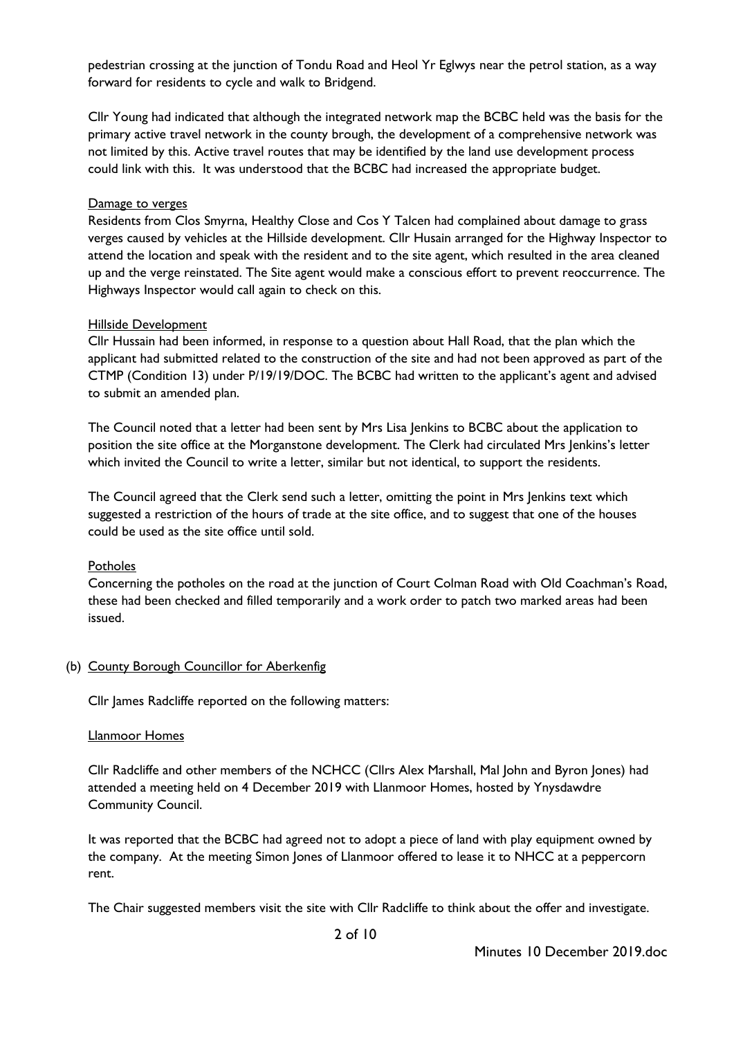pedestrian crossing at the junction of Tondu Road and Heol Yr Eglwys near the petrol station, as a way forward for residents to cycle and walk to Bridgend.

Cllr Young had indicated that although the integrated network map the BCBC held was the basis for the primary active travel network in the county brough, the development of a comprehensive network was not limited by this. Active travel routes that may be identified by the land use development process could link with this. It was understood that the BCBC had increased the appropriate budget.

Damage to verges

Residents from Clos Smyrna, Healthy Close and Cos Y Talcen had complained about damage to grass verges caused by vehicles at the Hillside development. Cllr Husain arranged for the Highway Inspector to attend the location and speak with the resident and to the site agent, which resulted in the area cleaned up and the verge reinstated. The Site agent would make a conscious effort to prevent reoccurrence. The Highways Inspector would call again to check on this.

Hillside Development

Cllr Hussain had been informed, in response to a question about Hall Road, that the plan which the applicant had submitted related to the construction of the site and had not been approved as part of the CTMP (Condition 13) under P/19/19/DOC. The BCBC had written to the applicant's agent and advised to submit an amended plan.

The Council noted that a letter had been sent by Mrs Lisa Jenkins to BCBC about the application to position the site office at the Morganstone development. The Clerk had circulated Mrs Jenkins's letter which invited the Council to write a letter, similar but not identical, to support the residents.

The Council agreed that the Clerk send such a letter, omitting the point in Mrs Jenkins text which suggested a restriction of the hours of trade at the site office, and to suggest that one of the houses could be used as the site office until sold.

Potholes

Concerning the potholes on the road at the junction of Court Colman Road with Old Coachman's Road, these had been checked and filled temporarily and a work order to patch two marked areas had been issued.

(b) County Borough Councillor for Aberkenfig

Cllr James Radcliffe reported on the following matters:

Llanmoor Homes

Cllr Radcliffe and other members of the NCHCC (Cllrs Alex Marshall, Mal John and Byron Jones) had attended a meeting held on 4 December 2019 with Llanmoor Homes, hosted by Ynysdawdre Community Council.

It was reported that the BCBC had agreed not to adopt a piece of land with play equipment owned by the company. At the meeting Simon Jones of Llanmoor offered to lease it to NHCC at a peppercorn rent.

The Chair suggested members visit the site with Cllr Radcliffe to think about the offer and investigate.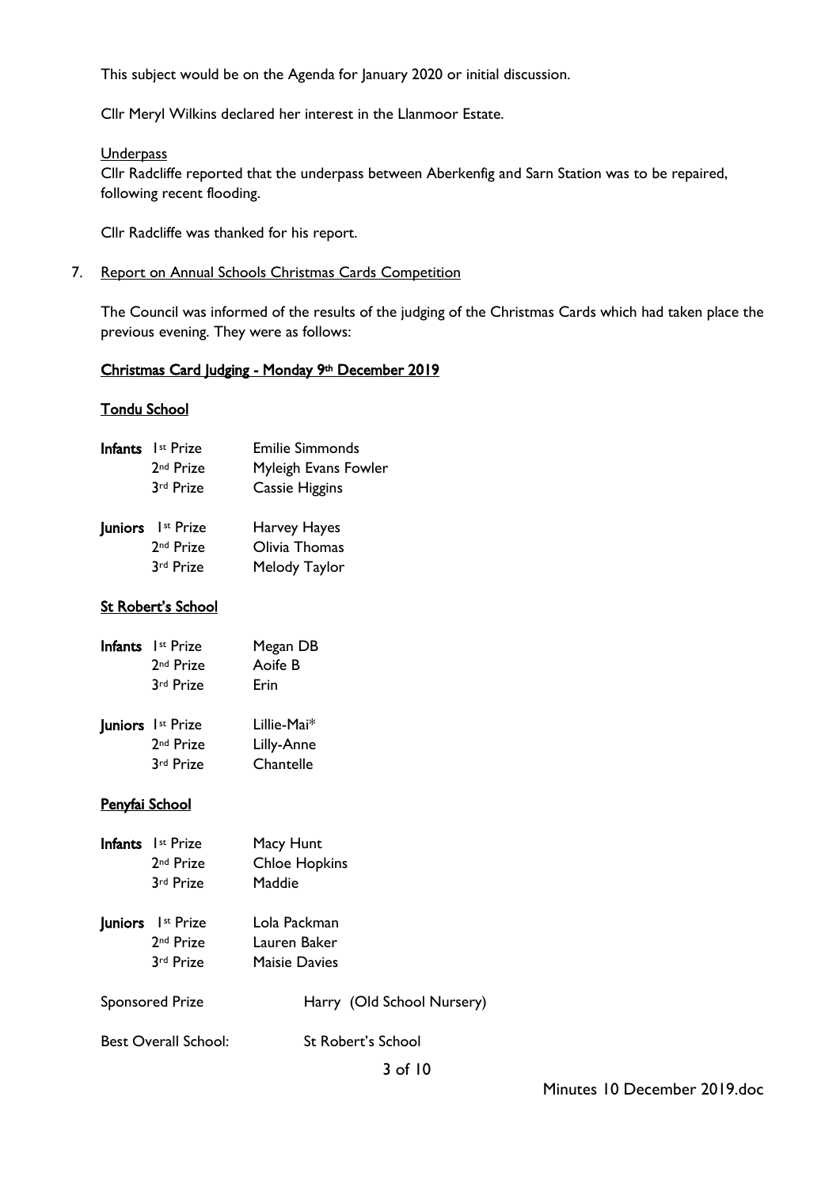This subject would be on the Agenda for January 2020 or initial discussion.

Cllr Meryl Wilkins declared her interest in the Llanmoor Estate.

Underpass

Cllr Radcliffe reported that the underpass between Aberkenfig and Sarn Station was to be repaired, following recent flooding.

Cllr Radcliffe was thanked for his report.

7. Report on Annual Schools Christmas Cards Competition

The Council was informed of the results of the judging of the Christmas Cards which had taken place the previous evening. They were as follows:

**Christmas Card Judging - Monday 9th December 2019**

**Tondu School**

| | | |
|---|---|---|
| **Infants** | 1st Prize | Emilie Simmonds |
| | 2nd Prize | Myleigh Evans Fowler |
| | 3rd Prize | Cassie Higgins |
| **Juniors** | 1st Prize | Harvey Hayes |
| | 2nd Prize | Olivia Thomas |
| | 3rd Prize | Melody Taylor |

**St Robert's School**

| | | |
|---|---|---|
| **Infants** | 1st Prize | Megan DB |
| | 2nd Prize | Aoife B |
| | 3rd Prize | Erin |
| **Juniors** | 1st Prize | Lillie-Mai* |
| | 2nd Prize | Lilly-Anne |
| | 3rd Prize | Chantelle |

**Penyfai School**

| | | |
|---|---|---|
| **Infants** | 1st Prize | Macy Hunt |
| | 2nd Prize | Chloe Hopkins |
| | 3rd Prize | Maddie |
| **Juniors** | 1st Prize | Lola Packman |
| | 2nd Prize | Lauren Baker |
| | 3rd Prize | Maisie Davies |

Sponsored Prize: Harry (Old School Nursery)

Best Overall School: St Robert's School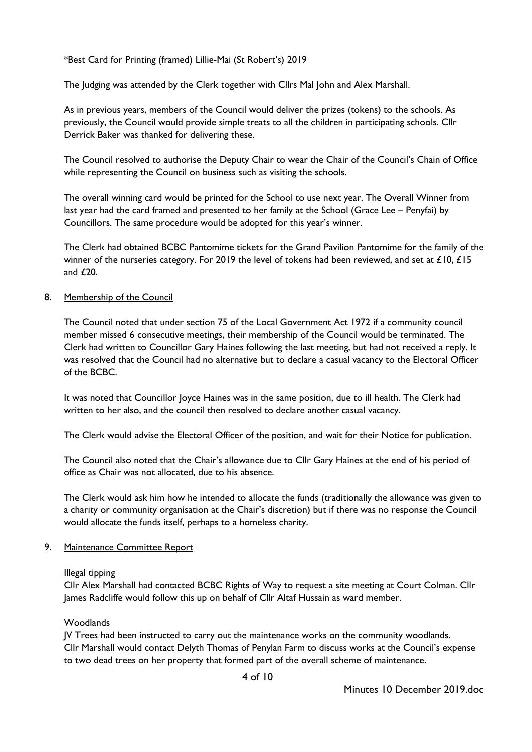*Best Card for Printing (framed) Lillie-Mai (St Robert's) 2019

The Judging was attended by the Clerk together with Cllrs Mal John and Alex Marshall.

As in previous years, members of the Council would deliver the prizes (tokens) to the schools. As previously, the Council would provide simple treats to all the children in participating schools. Cllr Derrick Baker was thanked for delivering these.

The Council resolved to authorise the Deputy Chair to wear the Chair of the Council's Chain of Office while representing the Council on business such as visiting the schools.

The overall winning card would be printed for the School to use next year. The Overall Winner from last year had the card framed and presented to her family at the School (Grace Lee – Penyfai) by Councillors. The same procedure would be adopted for this year's winner.

The Clerk had obtained BCBC Pantomime tickets for the Grand Pavilion Pantomime for the family of the winner of the nurseries category. For 2019 the level of tokens had been reviewed, and set at £10, £15 and £20.

8. Membership of the Council

The Council noted that under section 75 of the Local Government Act 1972 if a community council member missed 6 consecutive meetings, their membership of the Council would be terminated. The Clerk had written to Councillor Gary Haines following the last meeting, but had not received a reply. It was resolved that the Council had no alternative but to declare a casual vacancy to the Electoral Officer of the BCBC.

It was noted that Councillor Joyce Haines was in the same position, due to ill health. The Clerk had written to her also, and the council then resolved to declare another casual vacancy.

The Clerk would advise the Electoral Officer of the position, and wait for their Notice for publication.

The Council also noted that the Chair's allowance due to Cllr Gary Haines at the end of his period of office as Chair was not allocated, due to his absence.

The Clerk would ask him how he intended to allocate the funds (traditionally the allowance was given to a charity or community organisation at the Chair's discretion) but if there was no response the Council would allocate the funds itself, perhaps to a homeless charity.

9. Maintenance Committee Report

Illegal tipping

Cllr Alex Marshall had contacted BCBC Rights of Way to request a site meeting at Court Colman. Cllr James Radcliffe would follow this up on behalf of Cllr Altaf Hussain as ward member.

Woodlands

JV Trees had been instructed to carry out the maintenance works on the community woodlands. Cllr Marshall would contact Delyth Thomas of Penylan Farm to discuss works at the Council's expense to two dead trees on her property that formed part of the overall scheme of maintenance.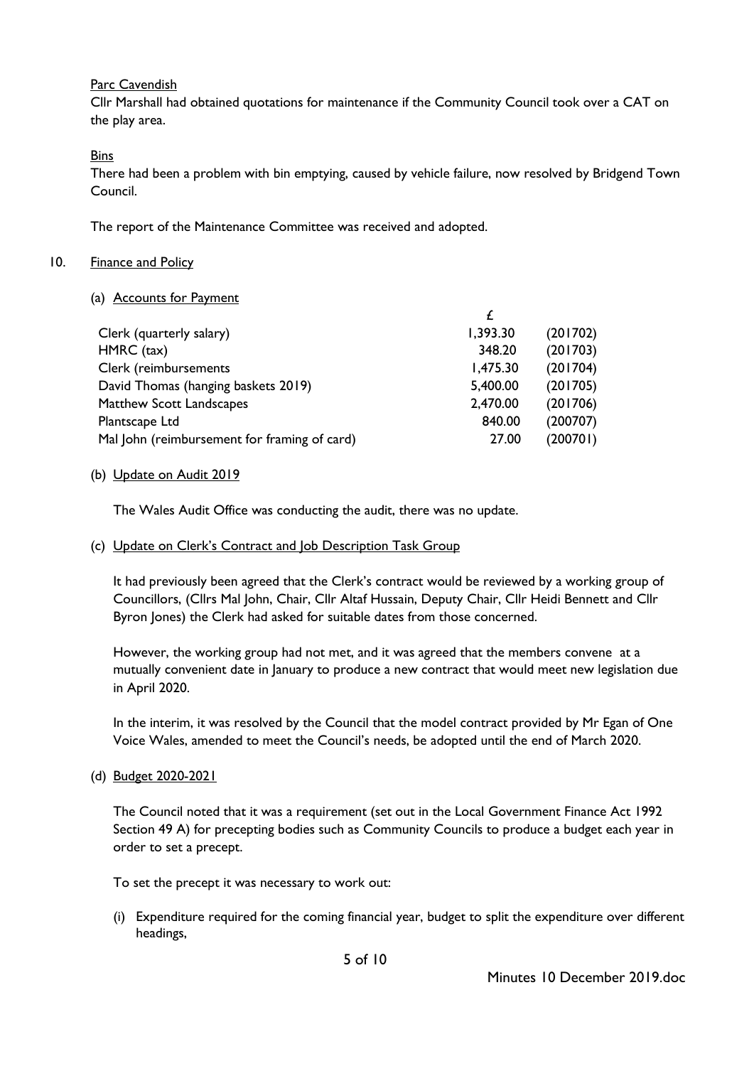Parc Cavendish

Cllr Marshall had obtained quotations for maintenance if the Community Council took over a CAT on the play area.

Bins

There had been a problem with bin emptying, caused by vehicle failure, now resolved by Bridgend Town Council.

The report of the Maintenance Committee was received and adopted.

10. Finance and Policy

(a) Accounts for Payment

| | £ | |
|---|---|---|
| Clerk (quarterly salary) | 1,393.30 | (201702) |
| HMRC (tax) | 348.20 | (201703) |
| Clerk (reimbursements | 1,475.30 | (201704) |
| David Thomas (hanging baskets 2019) | 5,400.00 | (201705) |
| Matthew Scott Landscapes | 2,470.00 | (201706) |
| Plantscape Ltd | 840.00 | (200707) |
| Mal John (reimbursement for framing of card) | 27.00 | (200701) |

(b) Update on Audit 2019

The Wales Audit Office was conducting the audit, there was no update.

(c) Update on Clerk's Contract and Job Description Task Group

It had previously been agreed that the Clerk's contract would be reviewed by a working group of Councillors, (Cllrs Mal John, Chair, Cllr Altaf Hussain, Deputy Chair, Cllr Heidi Bennett and Cllr Byron Jones) the Clerk had asked for suitable dates from those concerned.

However, the working group had not met, and it was agreed that the members convene at a mutually convenient date in January to produce a new contract that would meet new legislation due in April 2020.

In the interim, it was resolved by the Council that the model contract provided by Mr Egan of One Voice Wales, amended to meet the Council's needs, be adopted until the end of March 2020.

(d) Budget 2020-2021

The Council noted that it was a requirement (set out in the Local Government Finance Act 1992 Section 49 A) for precepting bodies such as Community Councils to produce a budget each year in order to set a precept.

To set the precept it was necessary to work out:

(i) Expenditure required for the coming financial year, budget to split the expenditure over different headings,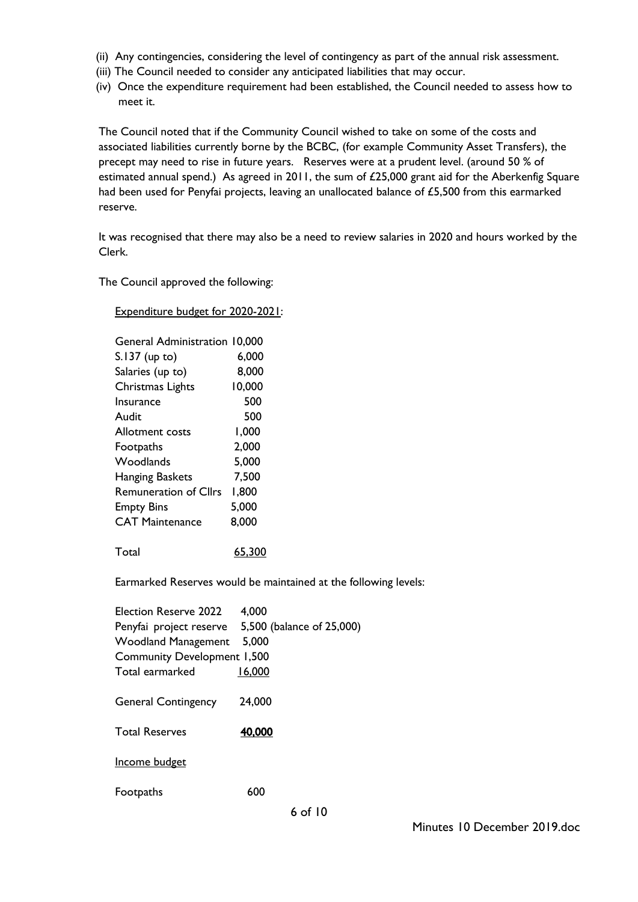(ii) Any contingencies, considering the level of contingency as part of the annual risk assessment.
(iii) The Council needed to consider any anticipated liabilities that may occur.
(iv) Once the expenditure requirement had been established, the Council needed to assess how to meet it.

The Council noted that if the Community Council wished to take on some of the costs and associated liabilities currently borne by the BCBC, (for example Community Asset Transfers), the precept may need to rise in future years. Reserves were at a prudent level. (around 50 % of estimated annual spend.) As agreed in 2011, the sum of £25,000 grant aid for the Aberkenfig Square had been used for Penyfai projects, leaving an unallocated balance of £5,500 from this earmarked reserve.

It was recognised that there may also be a need to review salaries in 2020 and hours worked by the Clerk.

The Council approved the following:

<u>Expenditure budget for 2020-2021</u>:

| | |
|---|---|
| General Administration | 10,000 |
| S.137 (up to) | 6,000 |
| Salaries (up to) | 8,000 |
| Christmas Lights | 10,000 |
| Insurance | 500 |
| Audit | 500 |
| Allotment costs | 1,000 |
| Footpaths | 2,000 |
| Woodlands | 5,000 |
| Hanging Baskets | 7,500 |
| Remuneration of Cllrs | 1,800 |
| Empty Bins | 5,000 |
| CAT Maintenance | 8,000 |
| Total | <u>65,300</u> |

Earmarked Reserves would be maintained at the following levels:

| | |
|---|---|
| Election Reserve 2022 | 4,000 |
| Penyfai project reserve | 5,500 (balance of 25,000) |
| Woodland Management | 5,000 |
| Community Development | 1,500 |
| Total earmarked | <u>16,000</u> |
| General Contingency | 24,000 |
| Total Reserves | **<u>40,000</u>** |

<u>Income budget</u>

| | |
|---|---|
| Footpaths | 600 |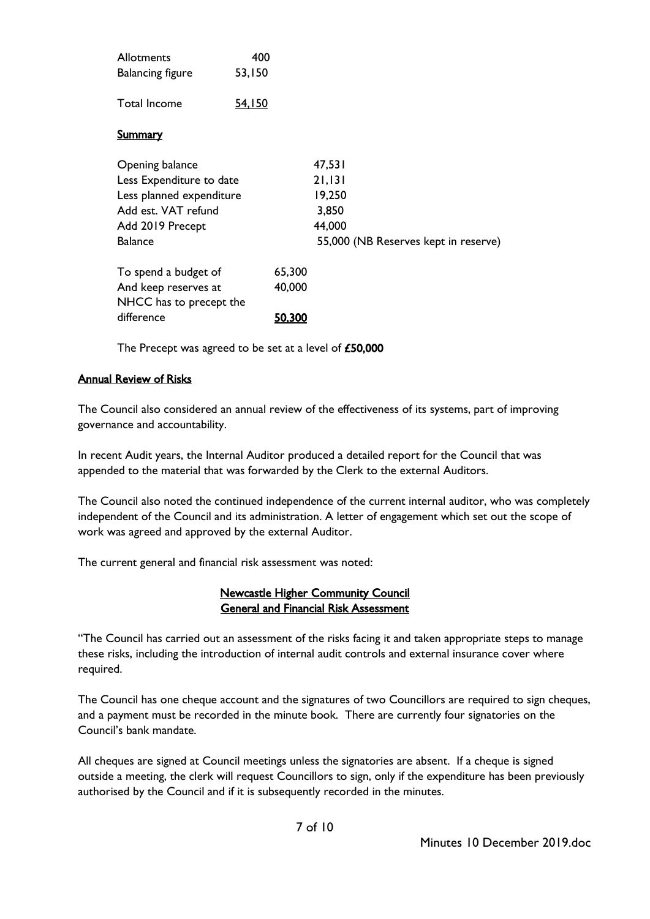| | |
|---|---|
| Allotments | 400 |
| Balancing figure | 53,150 |
| Total Income | 54,150 |

**Summary**

| | |
|---|---|
| Opening balance | 47,531 |
| Less Expenditure to date | 21,131 |
| Less planned expenditure | 19,250 |
| Add est. VAT refund | 3,850 |
| Add 2019 Precept | 44,000 |
| Balance | 55,000 (NB Reserves kept in reserve) |

| | |
|---|---|
| To spend a budget of | 65,300 |
| And keep reserves at | 40,000 |
| NHCC has to precept the difference | **50,300** |

The Precept was agreed to be set at a level of **£50,000**

**Annual Review of Risks**

The Council also considered an annual review of the effectiveness of its systems, part of improving governance and accountability.

In recent Audit years, the Internal Auditor produced a detailed report for the Council that was appended to the material that was forwarded by the Clerk to the external Auditors.

The Council also noted the continued independence of the current internal auditor, who was completely independent of the Council and its administration. A letter of engagement which set out the scope of work was agreed and approved by the external Auditor.

The current general and financial risk assessment was noted:

**Newcastle Higher Community Council**
**General and Financial Risk Assessment**

"The Council has carried out an assessment of the risks facing it and taken appropriate steps to manage these risks, including the introduction of internal audit controls and external insurance cover where required.

The Council has one cheque account and the signatures of two Councillors are required to sign cheques, and a payment must be recorded in the minute book. There are currently four signatories on the Council's bank mandate.

All cheques are signed at Council meetings unless the signatories are absent. If a cheque is signed outside a meeting, the clerk will request Councillors to sign, only if the expenditure has been previously authorised by the Council and if it is subsequently recorded in the minutes.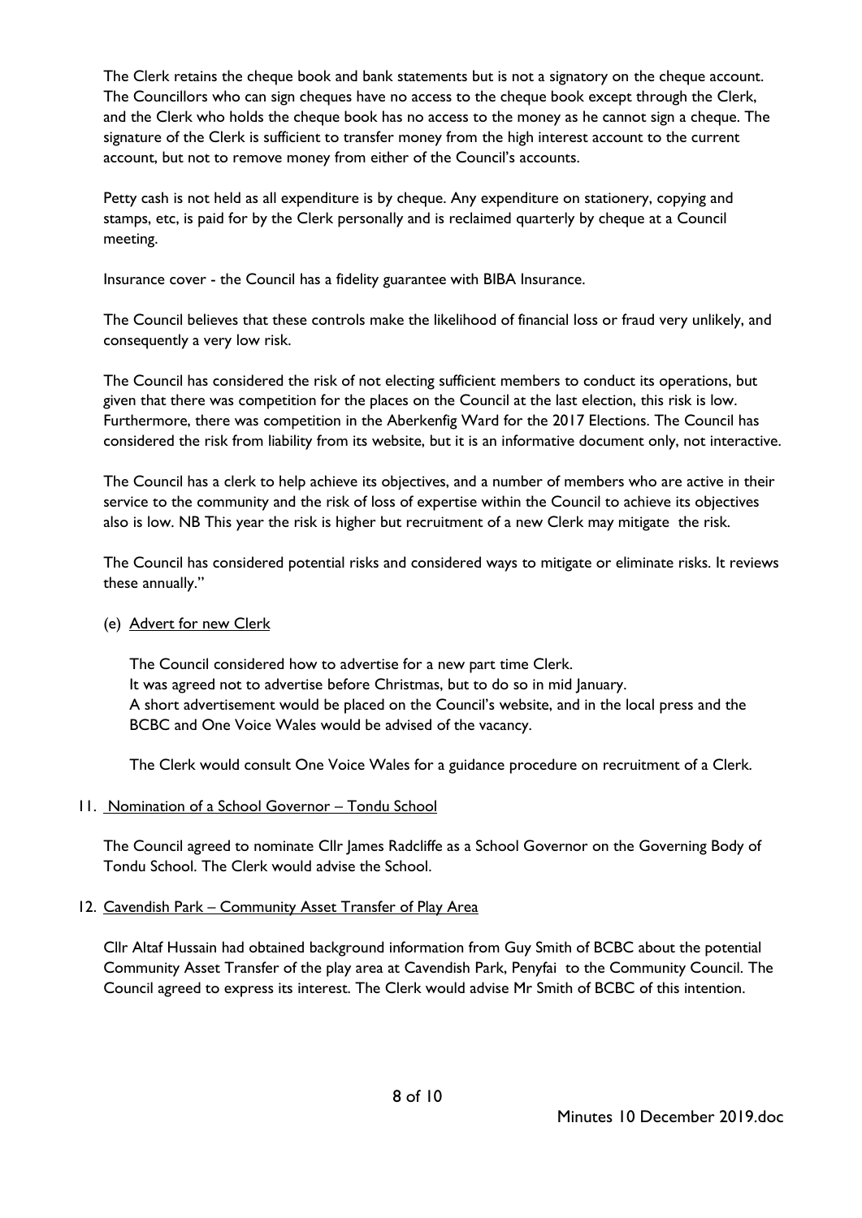The Clerk retains the cheque book and bank statements but is not a signatory on the cheque account. The Councillors who can sign cheques have no access to the cheque book except through the Clerk, and the Clerk who holds the cheque book has no access to the money as he cannot sign a cheque. The signature of the Clerk is sufficient to transfer money from the high interest account to the current account, but not to remove money from either of the Council's accounts.

Petty cash is not held as all expenditure is by cheque. Any expenditure on stationery, copying and stamps, etc, is paid for by the Clerk personally and is reclaimed quarterly by cheque at a Council meeting.

Insurance cover - the Council has a fidelity guarantee with BIBA Insurance.

The Council believes that these controls make the likelihood of financial loss or fraud very unlikely, and consequently a very low risk.

The Council has considered the risk of not electing sufficient members to conduct its operations, but given that there was competition for the places on the Council at the last election, this risk is low. Furthermore, there was competition in the Aberkenfig Ward for the 2017 Elections. The Council has considered the risk from liability from its website, but it is an informative document only, not interactive.

The Council has a clerk to help achieve its objectives, and a number of members who are active in their service to the community and the risk of loss of expertise within the Council to achieve its objectives also is low. NB This year the risk is higher but recruitment of a new Clerk may mitigate the risk.

The Council has considered potential risks and considered ways to mitigate or eliminate risks. It reviews these annually."

(e) <u>Advert for new Clerk</u>

The Council considered how to advertise for a new part time Clerk.
It was agreed not to advertise before Christmas, but to do so in mid January.
A short advertisement would be placed on the Council's website, and in the local press and the BCBC and One Voice Wales would be advised of the vacancy.

The Clerk would consult One Voice Wales for a guidance procedure on recruitment of a Clerk.

11. <u>Nomination of a School Governor – Tondu School</u>

The Council agreed to nominate Cllr James Radcliffe as a School Governor on the Governing Body of Tondu School. The Clerk would advise the School.

12. <u>Cavendish Park – Community Asset Transfer of Play Area</u>

Cllr Altaf Hussain had obtained background information from Guy Smith of BCBC about the potential Community Asset Transfer of the play area at Cavendish Park, Penyfai to the Community Council. The Council agreed to express its interest. The Clerk would advise Mr Smith of BCBC of this intention.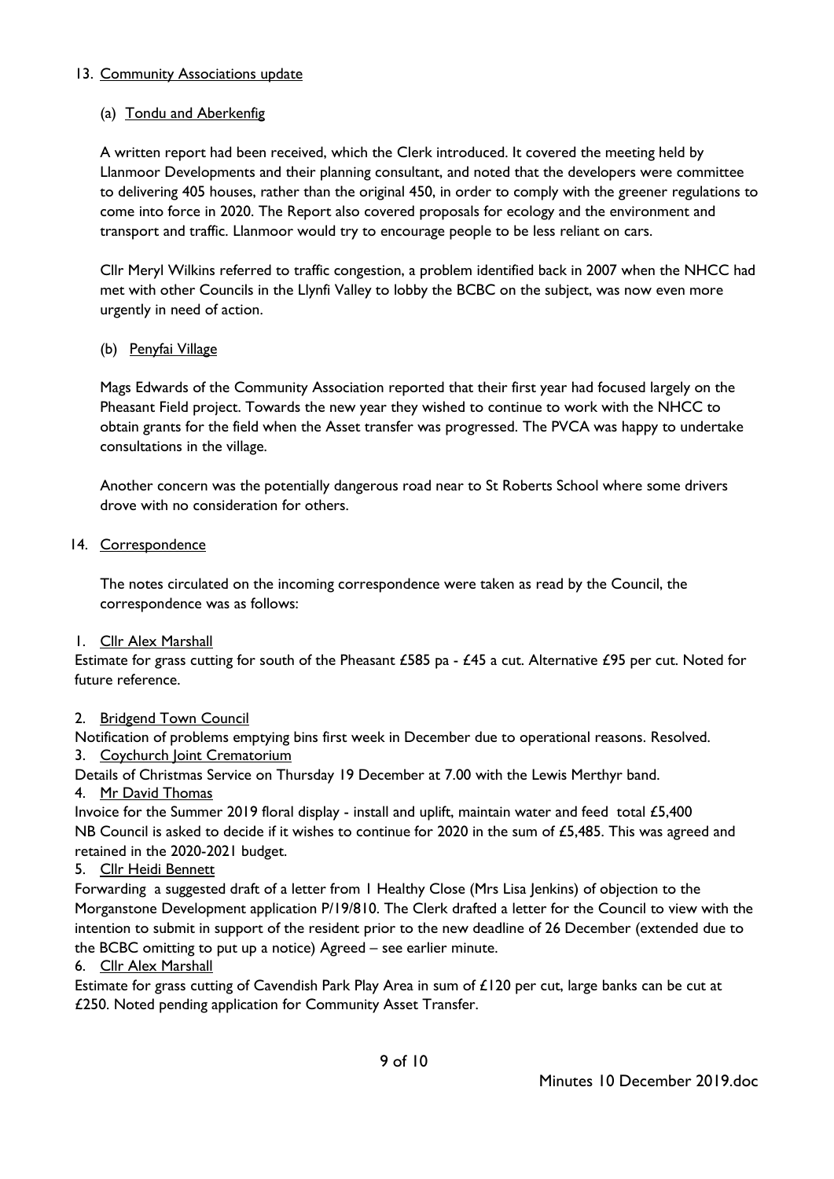13. Community Associations update

(a) Tondu and Aberkenfig

A written report had been received, which the Clerk introduced. It covered the meeting held by Llanmoor Developments and their planning consultant, and noted that the developers were committee to delivering 405 houses, rather than the original 450, in order to comply with the greener regulations to come into force in 2020. The Report also covered proposals for ecology and the environment and transport and traffic. Llanmoor would try to encourage people to be less reliant on cars.

Cllr Meryl Wilkins referred to traffic congestion, a problem identified back in 2007 when the NHCC had met with other Councils in the Llynfi Valley to lobby the BCBC on the subject, was now even more urgently in need of action.

(b) Penyfai Village

Mags Edwards of the Community Association reported that their first year had focused largely on the Pheasant Field project. Towards the new year they wished to continue to work with the NHCC to obtain grants for the field when the Asset transfer was progressed. The PVCA was happy to undertake consultations in the village.

Another concern was the potentially dangerous road near to St Roberts School where some drivers drove with no consideration for others.

14. Correspondence

The notes circulated on the incoming correspondence were taken as read by the Council, the correspondence was as follows:

1. Cllr Alex Marshall

Estimate for grass cutting for south of the Pheasant £585 pa - £45 a cut. Alternative £95 per cut. Noted for future reference.

2. Bridgend Town Council

Notification of problems emptying bins first week in December due to operational reasons. Resolved.

3. Coychurch Joint Crematorium

Details of Christmas Service on Thursday 19 December at 7.00 with the Lewis Merthyr band.

4. Mr David Thomas

Invoice for the Summer 2019 floral display - install and uplift, maintain water and feed total £5,400
NB Council is asked to decide if it wishes to continue for 2020 in the sum of £5,485. This was agreed and retained in the 2020-2021 budget.

5. Cllr Heidi Bennett

Forwarding a suggested draft of a letter from 1 Healthy Close (Mrs Lisa Jenkins) of objection to the Morganstone Development application P/19/810. The Clerk drafted a letter for the Council to view with the intention to submit in support of the resident prior to the new deadline of 26 December (extended due to the BCBC omitting to put up a notice) Agreed – see earlier minute.

6. Cllr Alex Marshall

Estimate for grass cutting of Cavendish Park Play Area in sum of £120 per cut, large banks can be cut at £250. Noted pending application for Community Asset Transfer.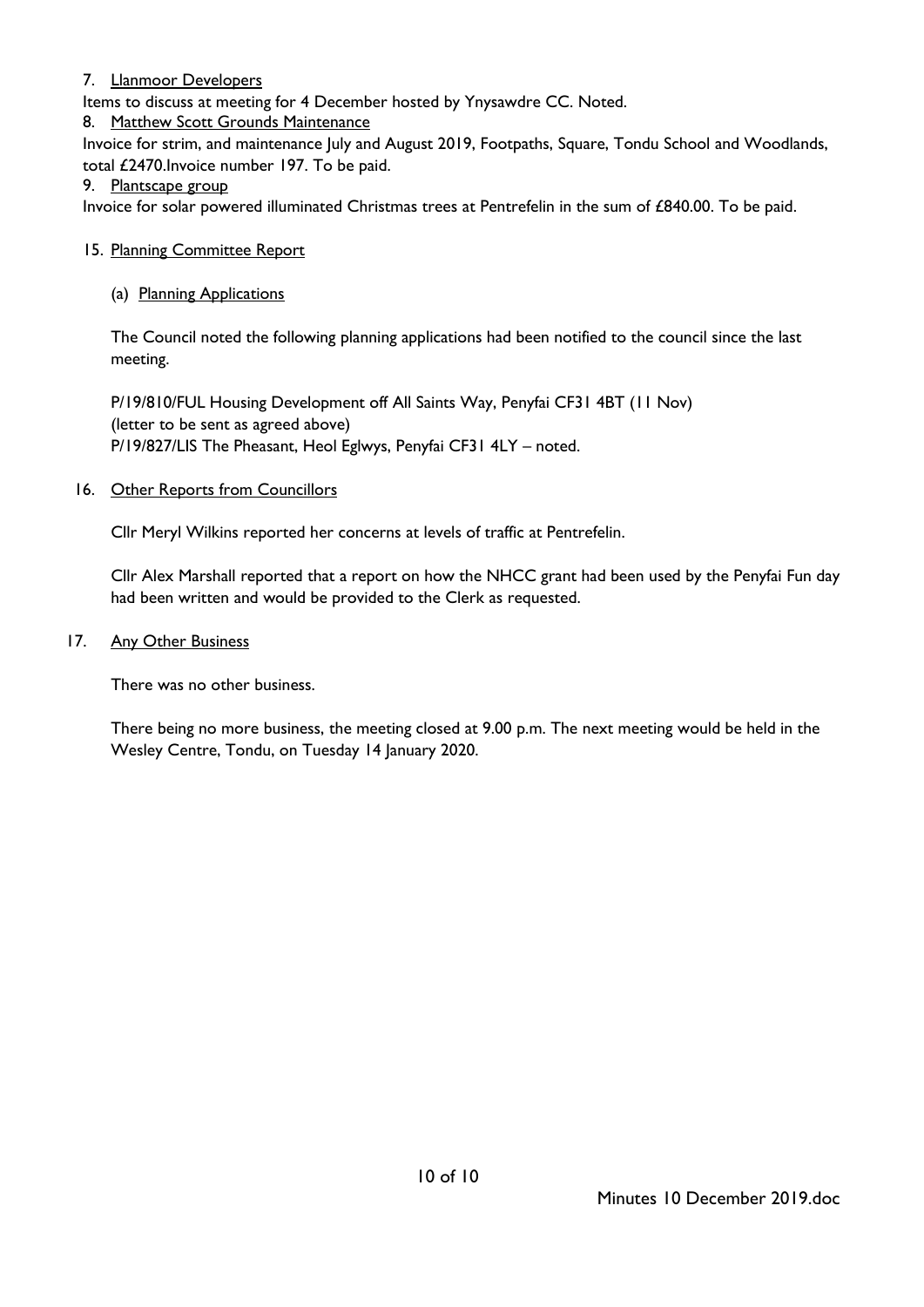7. Llanmoor Developers

Items to discuss at meeting for 4 December hosted by Ynysawdre CC. Noted.

8. Matthew Scott Grounds Maintenance

Invoice for strim, and maintenance July and August 2019, Footpaths, Square, Tondu School and Woodlands, total £2470.Invoice number 197. To be paid.

9. Plantscape group

Invoice for solar powered illuminated Christmas trees at Pentrefelin in the sum of £840.00. To be paid.

15. Planning Committee Report

(a) Planning Applications

The Council noted the following planning applications had been notified to the council since the last meeting.

P/19/810/FUL Housing Development off All Saints Way, Penyfai CF31 4BT (11 Nov)
(letter to be sent as agreed above)
P/19/827/LIS The Pheasant, Heol Eglwys, Penyfai CF31 4LY – noted.

16. Other Reports from Councillors

Cllr Meryl Wilkins reported her concerns at levels of traffic at Pentrefelin.

Cllr Alex Marshall reported that a report on how the NHCC grant had been used by the Penyfai Fun day had been written and would be provided to the Clerk as requested.

17. Any Other Business

There was no other business.

There being no more business, the meeting closed at 9.00 p.m. The next meeting would be held in the Wesley Centre, Tondu, on Tuesday 14 January 2020.

Minutes 10 December 2019.doc